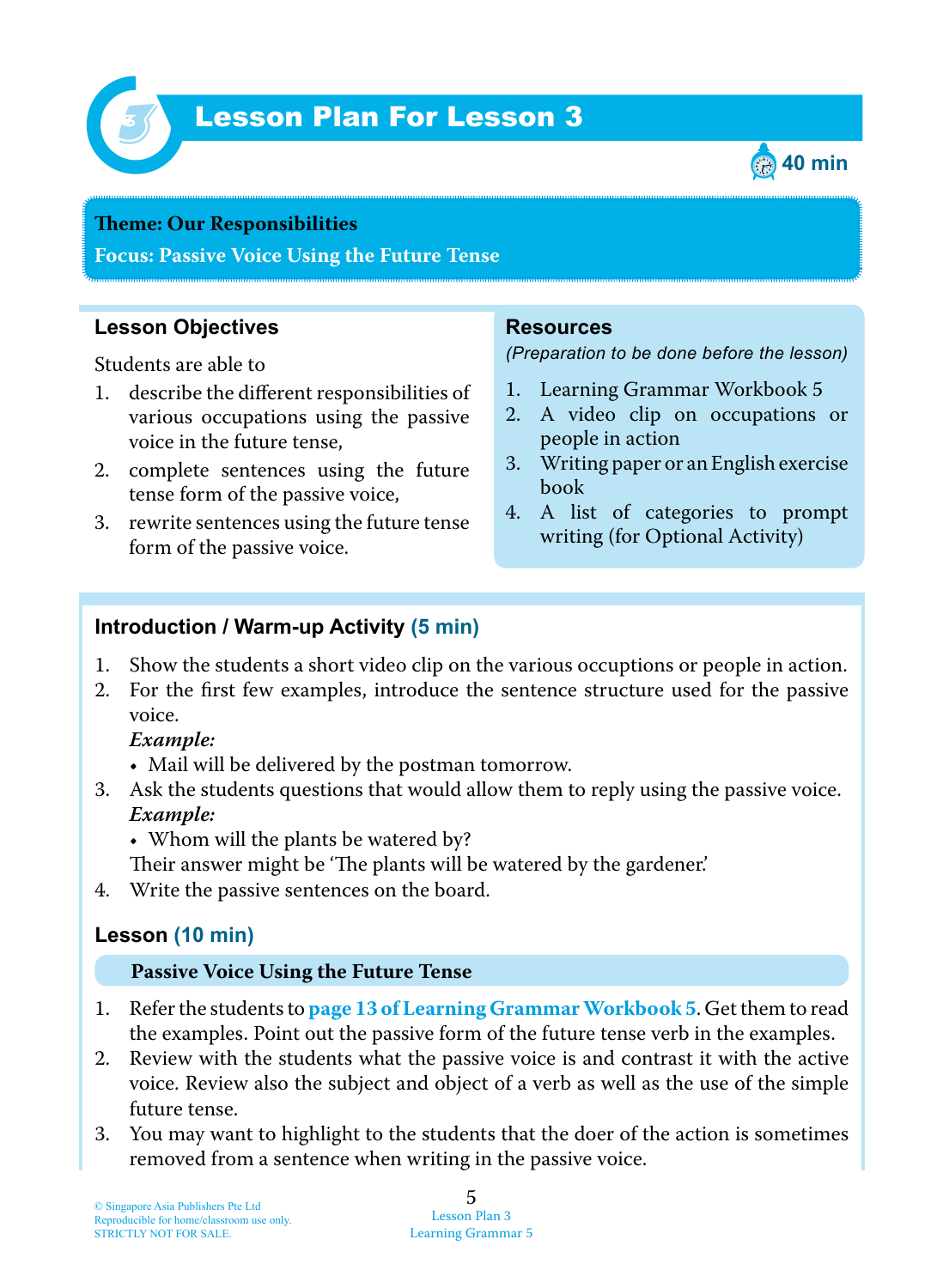# Lesson Plan For Lesson 3

40 min

**Theme: Our Responsibilities**

**Focus: Passive Voice Using the Future Tense**

## Lesson Objectives

Students are able to

1. describe the different responsibilities of various occupations using the passive voice in the future tense,
2. complete sentences using the future tense form of the passive voice,
3. rewrite sentences using the future tense form of the passive voice.

## Resources

*(Preparation to be done before the lesson)*

1. Learning Grammar Workbook 5
2. A video clip on occupations or people in action
3. Writing paper or an English exercise book
4. A list of categories to prompt writing (for Optional Activity)

## Introduction / Warm-up Activity (5 min)

1. Show the students a short video clip on the various occuptions or people in action.
2. For the first few examples, introduce the sentence structure used for the passive voice.

   ***Example:***
   - Mail will be delivered by the postman tomorrow.
3. Ask the students questions that would allow them to reply using the passive voice.

   ***Example:***
   - Whom will the plants be watered by?

   Their answer might be 'The plants will be watered by the gardener.'
4. Write the passive sentences on the board.

## Lesson (10 min)

### Passive Voice Using the Future Tense

1. Refer the students to **page 13 of Learning Grammar Workbook 5**. Get them to read the examples. Point out the passive form of the future tense verb in the examples.
2. Review with the students what the passive voice is and contrast it with the active voice. Review also the subject and object of a verb as well as the use of the simple future tense.
3. You may want to highlight to the students that the doer of the action is sometimes removed from a sentence when writing in the passive voice.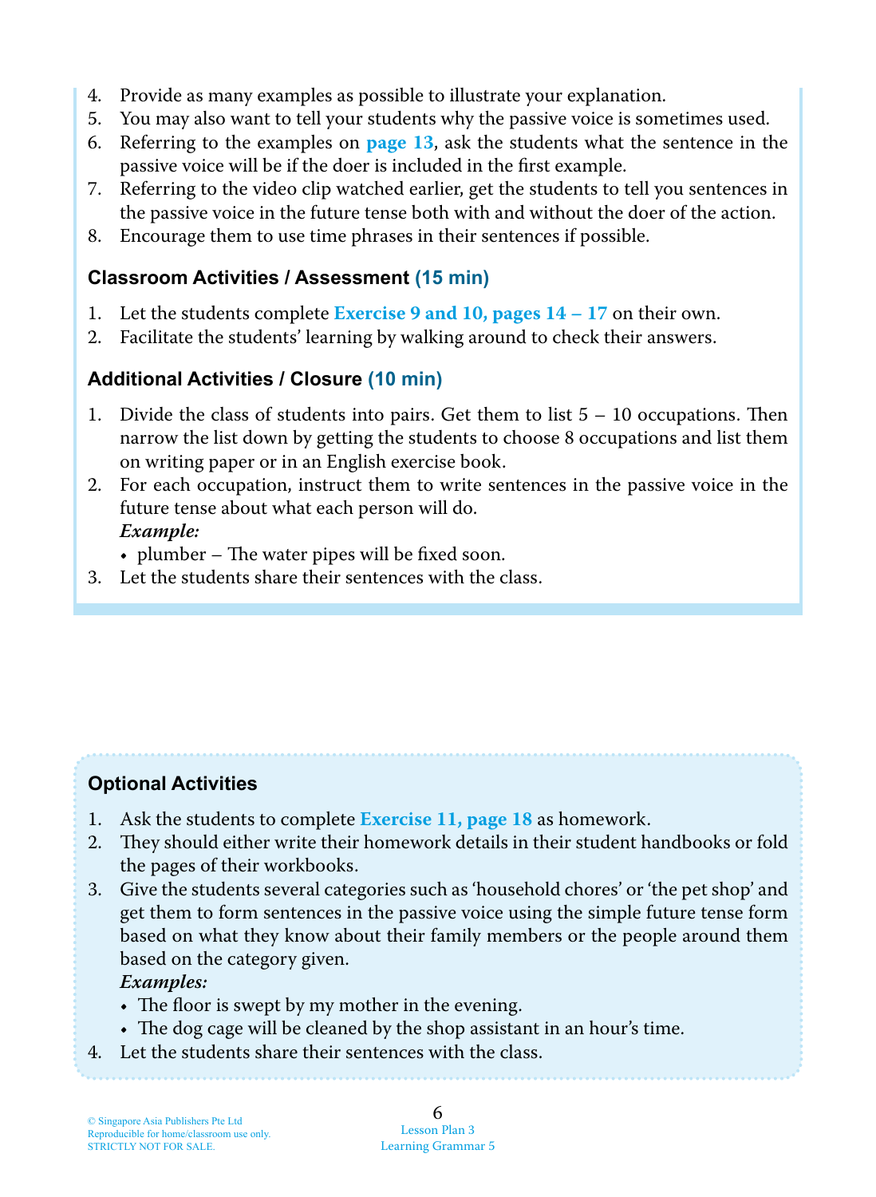4. Provide as many examples as possible to illustrate your explanation.
5. You may also want to tell your students why the passive voice is sometimes used.
6. Referring to the examples on **page 13**, ask the students what the sentence in the passive voice will be if the doer is included in the first example.
7. Referring to the video clip watched earlier, get the students to tell you sentences in the passive voice in the future tense both with and without the doer of the action.
8. Encourage them to use time phrases in their sentences if possible.

### Classroom Activities / Assessment (15 min)

1. Let the students complete **Exercise 9 and 10, pages 14 – 17** on their own.
2. Facilitate the students' learning by walking around to check their answers.

### Additional Activities / Closure (10 min)

1. Divide the class of students into pairs. Get them to list 5 – 10 occupations. Then narrow the list down by getting the students to choose 8 occupations and list them on writing paper or in an English exercise book.
2. For each occupation, instruct them to write sentences in the passive voice in the future tense about what each person will do.
   ***Example:***
   - plumber – The water pipes will be fixed soon.
3. Let the students share their sentences with the class.

### Optional Activities

1. Ask the students to complete **Exercise 11, page 18** as homework.
2. They should either write their homework details in their student handbooks or fold the pages of their workbooks.
3. Give the students several categories such as 'household chores' or 'the pet shop' and get them to form sentences in the passive voice using the simple future tense form based on what they know about their family members or the people around them based on the category given.
   ***Examples:***
   - The floor is swept by my mother in the evening.
   - The dog cage will be cleaned by the shop assistant in an hour's time.
4. Let the students share their sentences with the class.

© Singapore Asia Publishers Pte Ltd
Reproducible for home/classroom use only.
STRICTLY NOT FOR SALE.